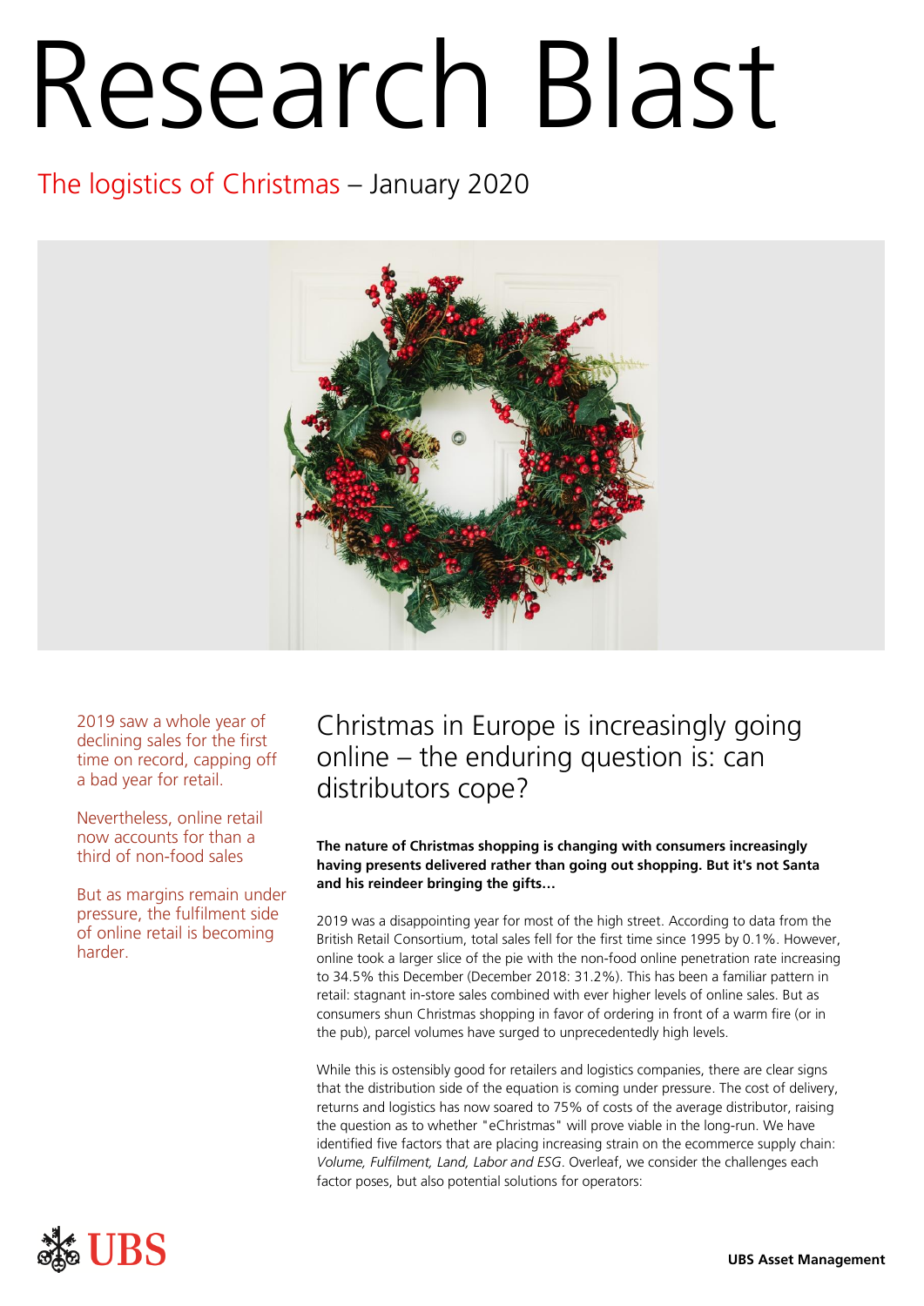# Research Blast

## The logistics of Christmas – January 2020

2019 saw a whole year of declining sales for the first time on record, capping off a bad year for retail.

Nevertheless, online retail now accounts for than a third of non-food sales

But as margins remain under pressure, the fulfilment side of online retail is becoming harder.

## Christmas in Europe is increasingly going online – the enduring question is: can distributors cope?

**The nature of Christmas shopping is changing with consumers increasingly having presents delivered rather than going out shopping. But it's not Santa and his reindeer bringing the gifts…**

2019 was a disappointing year for most of the high street. According to data from the British Retail Consortium, total sales fell for the first time since 1995 by 0.1%. However, online took a larger slice of the pie with the non-food online penetration rate increasing to 34.5% this December (December 2018: 31.2%). This has been a familiar pattern in retail: stagnant in-store sales combined with ever higher levels of online sales. But as consumers shun Christmas shopping in favor of ordering in front of a warm fire (or in the pub), parcel volumes have surged to unprecedentedly high levels.

While this is ostensibly good for retailers and logistics companies, there are clear signs that the distribution side of the equation is coming under pressure. The cost of delivery, returns and logistics has now soared to 75% of costs of the average distributor, raising the question as to whether "eChristmas" will prove viable in the long-run. We have identified five factors that are placing increasing strain on the ecommerce supply chain: *Volume, Fulfilment, Land, Labor and ESG*. Overleaf, we consider the challenges each factor poses, but also potential solutions for operators: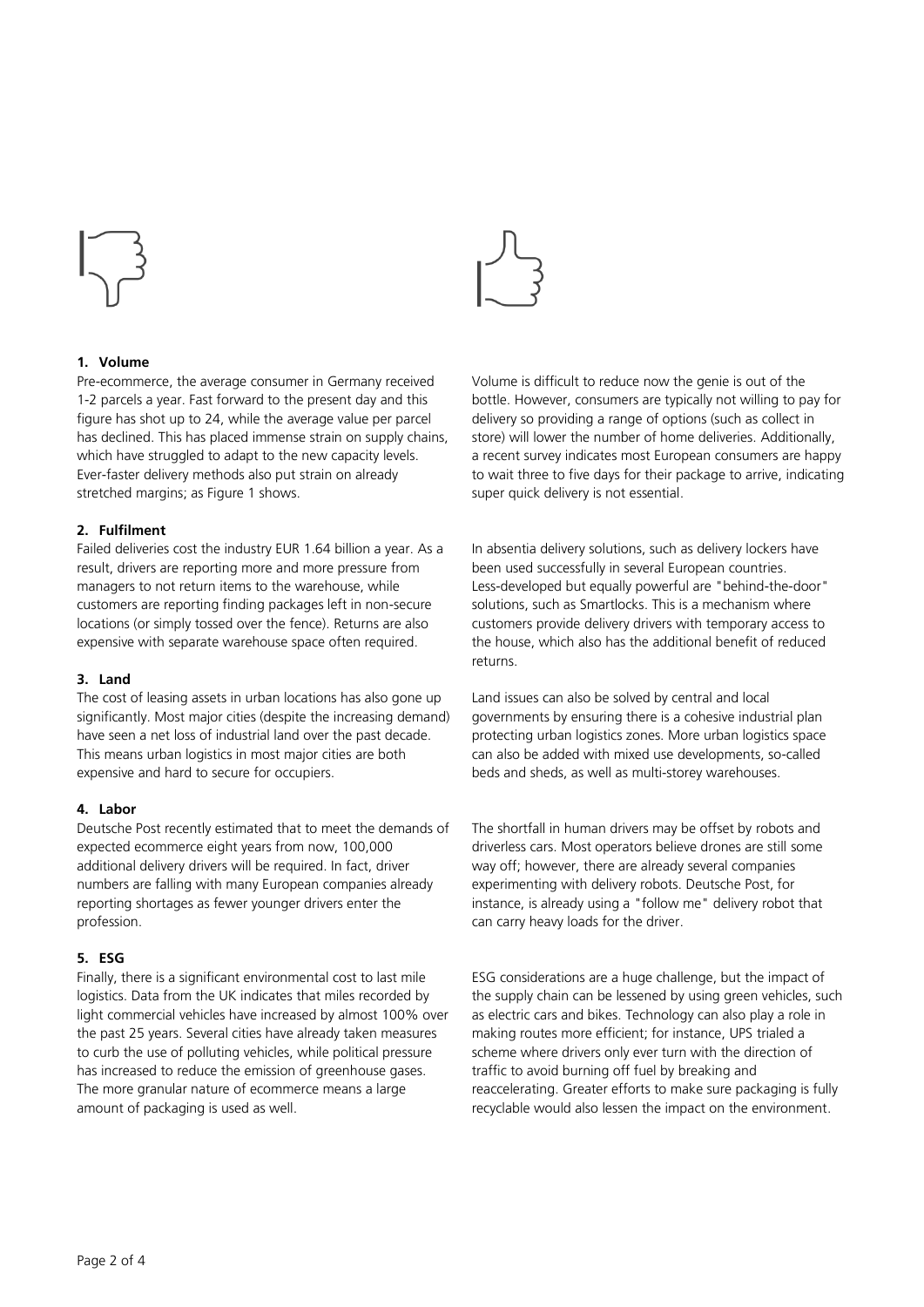### 1. Volume

Pre-ecommerce, the average consumer in Germany received 1-2 parcels a year. Fast forward to the present day and this figure has shot up to 24, while the average value per parcel has declined. This has placed immense strain on supply chains, which have struggled to adapt to the new capacity levels. Ever-faster delivery methods also put strain on already stretched margins; as Figure 1 shows.

Volume is difficult to reduce now the genie is out of the bottle. However, consumers are typically not willing to pay for delivery so providing a range of options (such as collect in store) will lower the number of home deliveries. Additionally, a recent survey indicates most European consumers are happy to wait three to five days for their package to arrive, indicating super quick delivery is not essential.

### 2. Fulfilment

Failed deliveries cost the industry EUR 1.64 billion a year. As a result, drivers are reporting more and more pressure from managers to not return items to the warehouse, while customers are reporting finding packages left in non-secure locations (or simply tossed over the fence). Returns are also expensive with separate warehouse space often required.

In absentia delivery solutions, such as delivery lockers have been used successfully in several European countries. Less-developed but equally powerful are "behind-the-door" solutions, such as Smartlocks. This is a mechanism where customers provide delivery drivers with temporary access to the house, which also has the additional benefit of reduced returns.

### 3. Land

The cost of leasing assets in urban locations has also gone up significantly. Most major cities (despite the increasing demand) have seen a net loss of industrial land over the past decade. This means urban logistics in most major cities are both expensive and hard to secure for occupiers.

Land issues can also be solved by central and local governments by ensuring there is a cohesive industrial plan protecting urban logistics zones. More urban logistics space can also be added with mixed use developments, so-called beds and sheds, as well as multi-storey warehouses.

### 4. Labor

Deutsche Post recently estimated that to meet the demands of expected ecommerce eight years from now, 100,000 additional delivery drivers will be required. In fact, driver numbers are falling with many European companies already reporting shortages as fewer younger drivers enter the profession.

The shortfall in human drivers may be offset by robots and driverless cars. Most operators believe drones are still some way off; however, there are already several companies experimenting with delivery robots. Deutsche Post, for instance, is already using a "follow me" delivery robot that can carry heavy loads for the driver.

### 5. ESG

Finally, there is a significant environmental cost to last mile logistics. Data from the UK indicates that miles recorded by light commercial vehicles have increased by almost 100% over the past 25 years. Several cities have already taken measures to curb the use of polluting vehicles, while political pressure has increased to reduce the emission of greenhouse gases. The more granular nature of ecommerce means a large amount of packaging is used as well.

ESG considerations are a huge challenge, but the impact of the supply chain can be lessened by using green vehicles, such as electric cars and bikes. Technology can also play a role in making routes more efficient; for instance, UPS trialed a scheme where drivers only ever turn with the direction of traffic to avoid burning off fuel by breaking and reaccelerating. Greater efforts to make sure packaging is fully recyclable would also lessen the impact on the environment.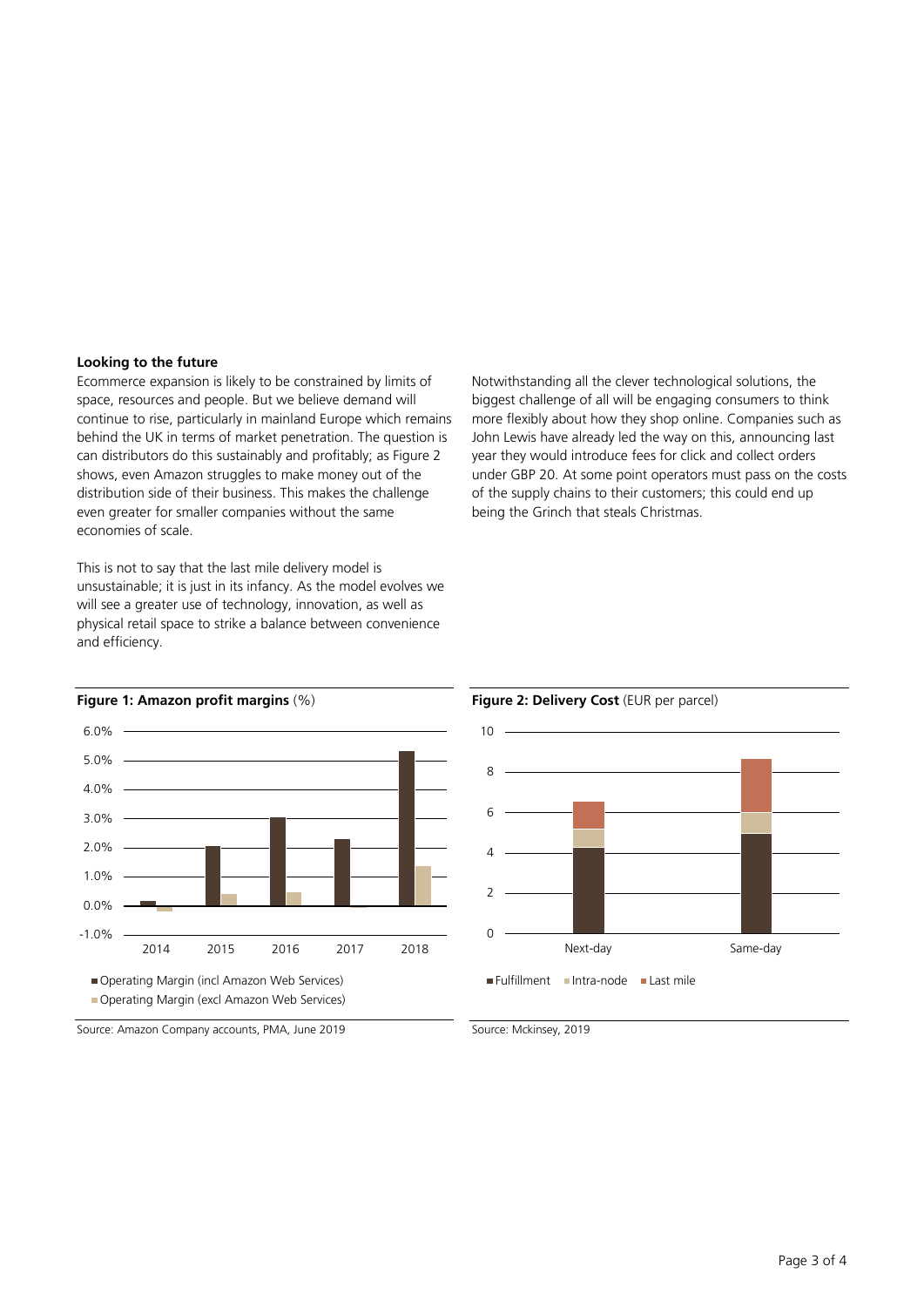**Looking to the future**

Ecommerce expansion is likely to be constrained by limits of space, resources and people. But we believe demand will continue to rise, particularly in mainland Europe which remains behind the UK in terms of market penetration. The question is can distributors do this sustainably and profitably; as Figure 2 shows, even Amazon struggles to make money out of the distribution side of their business. This makes the challenge even greater for smaller companies without the same economies of scale.

This is not to say that the last mile delivery model is unsustainable; it is just in its infancy. As the model evolves we will see a greater use of technology, innovation, as well as physical retail space to strike a balance between convenience and efficiency.

Notwithstanding all the clever technological solutions, the biggest challenge of all will be engaging consumers to think more flexibly about how they shop online. Companies such as John Lewis have already led the way on this, announcing last year they would introduce fees for click and collect orders under GBP 20. At some point operators must pass on the costs of the supply chains to their customers; this could end up being the Grinch that steals Christmas.

**Figure 1: Amazon profit margins** (%)

Source: Amazon Company accounts, PMA, June 2019

**Figure 2: Delivery Cost** (EUR per parcel)

Source: Mckinsey, 2019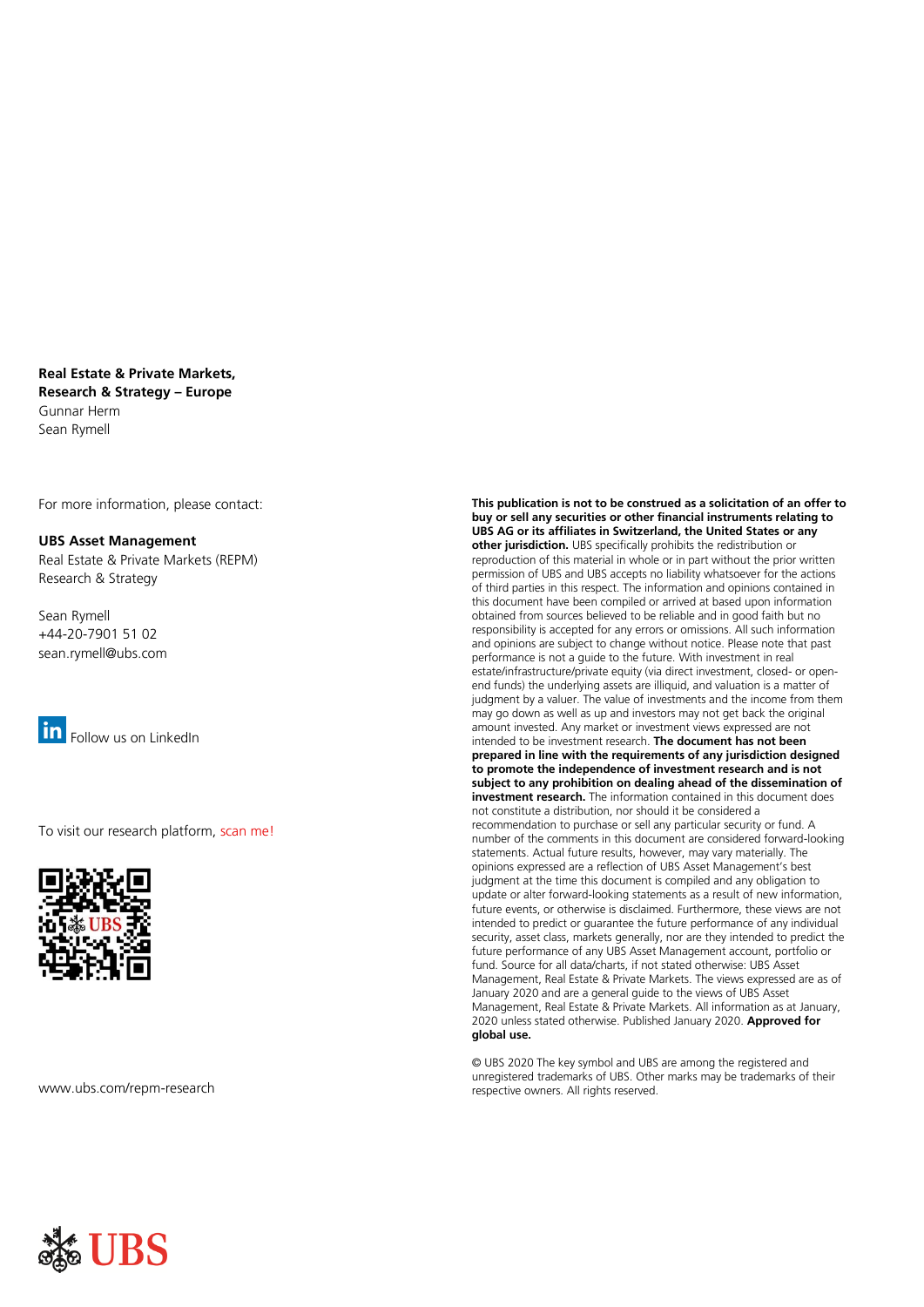**Real Estate & Private Markets, Research & Strategy – Europe**
Gunnar Herm
Sean Rymell

For more information, please contact:

**UBS Asset Management**
Real Estate & Private Markets (REPM)
Research & Strategy

Sean Rymell
+44-20-7901 51 02
sean.rymell@ubs.com

Follow us on LinkedIn

To visit our research platform, scan me!

www.ubs.com/repm-research

**This publication is not to be construed as a solicitation of an offer to buy or sell any securities or other financial instruments relating to UBS AG or its affiliates in Switzerland, the United States or any other jurisdiction.** UBS specifically prohibits the redistribution or reproduction of this material in whole or in part without the prior written permission of UBS and UBS accepts no liability whatsoever for the actions of third parties in this respect. The information and opinions contained in this document have been compiled or arrived at based upon information obtained from sources believed to be reliable and in good faith but no responsibility is accepted for any errors or omissions. All such information and opinions are subject to change without notice. Please note that past performance is not a guide to the future. With investment in real estate/infrastructure/private equity (via direct investment, closed- or open-end funds) the underlying assets are illiquid, and valuation is a matter of judgment by a valuer. The value of investments and the income from them may go down as well as up and investors may not get back the original amount invested. Any market or investment views expressed are not intended to be investment research. **The document has not been prepared in line with the requirements of any jurisdiction designed to promote the independence of investment research and is not subject to any prohibition on dealing ahead of the dissemination of investment research.** The information contained in this document does not constitute a distribution, nor should it be considered a recommendation to purchase or sell any particular security or fund. A number of the comments in this document are considered forward-looking statements. Actual future results, however, may vary materially. The opinions expressed are a reflection of UBS Asset Management's best judgment at the time this document is compiled and any obligation to update or alter forward-looking statements as a result of new information, future events, or otherwise is disclaimed. Furthermore, these views are not intended to predict or guarantee the future performance of any individual security, asset class, markets generally, nor are they intended to predict the future performance of any UBS Asset Management account, portfolio or fund. Source for all data/charts, if not stated otherwise: UBS Asset Management, Real Estate & Private Markets. The views expressed are as of January 2020 and are a general guide to the views of UBS Asset Management, Real Estate & Private Markets. All information as at January, 2020 unless stated otherwise. Published January 2020. **Approved for global use.**

© UBS 2020 The key symbol and UBS are among the registered and unregistered trademarks of UBS. Other marks may be trademarks of their respective owners. All rights reserved.